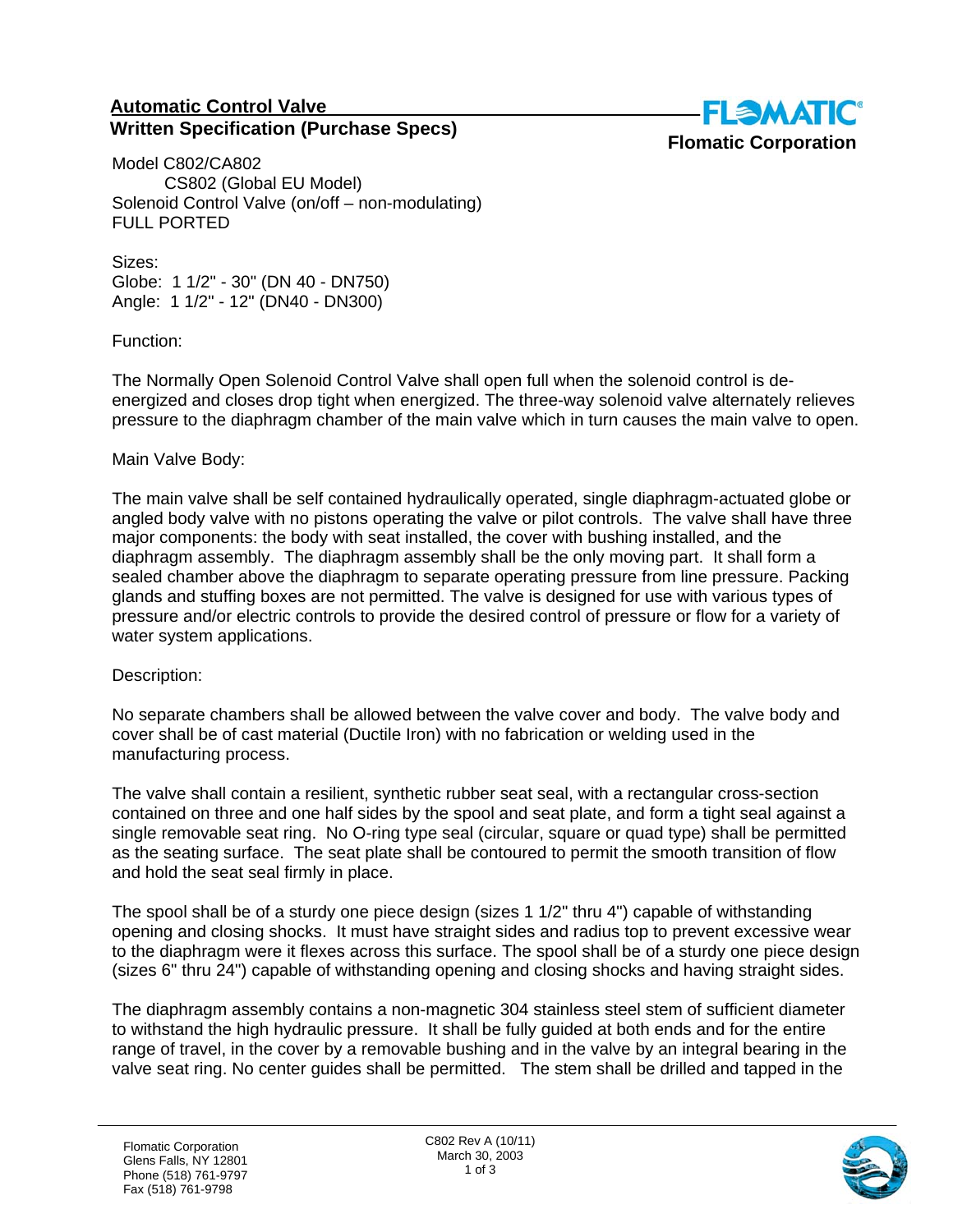## Automatic Control Valve
## Written Specification (Purchase Specs)

**Flomatic Corporation**

Model C802/CA802
CS802 (Global EU Model)
Solenoid Control Valve (on/off – non-modulating)
FULL PORTED

Sizes:
Globe: 1 1/2" - 30" (DN 40 - DN750)
Angle: 1 1/2" - 12" (DN40 - DN300)

Function:

The Normally Open Solenoid Control Valve shall open full when the solenoid control is de-energized and closes drop tight when energized. The three-way solenoid valve alternately relieves pressure to the diaphragm chamber of the main valve which in turn causes the main valve to open.

Main Valve Body:

The main valve shall be self contained hydraulically operated, single diaphragm-actuated globe or angled body valve with no pistons operating the valve or pilot controls. The valve shall have three major components: the body with seat installed, the cover with bushing installed, and the diaphragm assembly. The diaphragm assembly shall be the only moving part. It shall form a sealed chamber above the diaphragm to separate operating pressure from line pressure. Packing glands and stuffing boxes are not permitted. The valve is designed for use with various types of pressure and/or electric controls to provide the desired control of pressure or flow for a variety of water system applications.

Description:

No separate chambers shall be allowed between the valve cover and body. The valve body and cover shall be of cast material (Ductile Iron) with no fabrication or welding used in the manufacturing process.

The valve shall contain a resilient, synthetic rubber seat seal, with a rectangular cross-section contained on three and one half sides by the spool and seat plate, and form a tight seal against a single removable seat ring. No O-ring type seal (circular, square or quad type) shall be permitted as the seating surface. The seat plate shall be contoured to permit the smooth transition of flow and hold the seat seal firmly in place.

The spool shall be of a sturdy one piece design (sizes 1 1/2" thru 4") capable of withstanding opening and closing shocks. It must have straight sides and radius top to prevent excessive wear to the diaphragm were it flexes across this surface. The spool shall be of a sturdy one piece design (sizes 6" thru 24") capable of withstanding opening and closing shocks and having straight sides.

The diaphragm assembly contains a non-magnetic 304 stainless steel stem of sufficient diameter to withstand the high hydraulic pressure. It shall be fully guided at both ends and for the entire range of travel, in the cover by a removable bushing and in the valve by an integral bearing in the valve seat ring. No center guides shall be permitted. The stem shall be drilled and tapped in the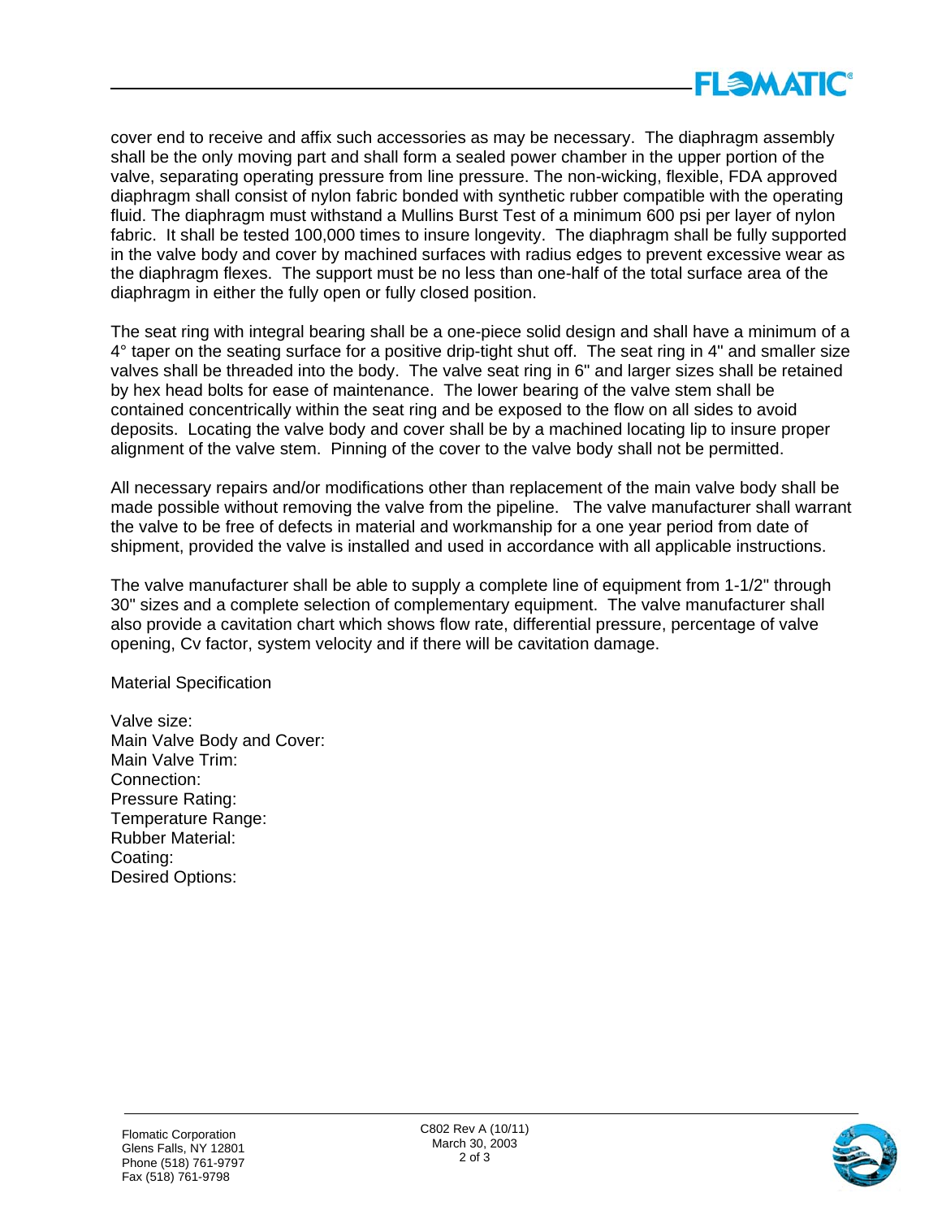cover end to receive and affix such accessories as may be necessary. The diaphragm assembly shall be the only moving part and shall form a sealed power chamber in the upper portion of the valve, separating operating pressure from line pressure. The non-wicking, flexible, FDA approved diaphragm shall consist of nylon fabric bonded with synthetic rubber compatible with the operating fluid. The diaphragm must withstand a Mullins Burst Test of a minimum 600 psi per layer of nylon fabric. It shall be tested 100,000 times to insure longevity. The diaphragm shall be fully supported in the valve body and cover by machined surfaces with radius edges to prevent excessive wear as the diaphragm flexes. The support must be no less than one-half of the total surface area of the diaphragm in either the fully open or fully closed position.

The seat ring with integral bearing shall be a one-piece solid design and shall have a minimum of a 4° taper on the seating surface for a positive drip-tight shut off. The seat ring in 4" and smaller size valves shall be threaded into the body. The valve seat ring in 6" and larger sizes shall be retained by hex head bolts for ease of maintenance. The lower bearing of the valve stem shall be contained concentrically within the seat ring and be exposed to the flow on all sides to avoid deposits. Locating the valve body and cover shall be by a machined locating lip to insure proper alignment of the valve stem. Pinning of the cover to the valve body shall not be permitted.

All necessary repairs and/or modifications other than replacement of the main valve body shall be made possible without removing the valve from the pipeline. The valve manufacturer shall warrant the valve to be free of defects in material and workmanship for a one year period from date of shipment, provided the valve is installed and used in accordance with all applicable instructions.

The valve manufacturer shall be able to supply a complete line of equipment from 1-1/2" through 30" sizes and a complete selection of complementary equipment. The valve manufacturer shall also provide a cavitation chart which shows flow rate, differential pressure, percentage of valve opening, Cv factor, system velocity and if there will be cavitation damage.

Material Specification

Valve size:
Main Valve Body and Cover:
Main Valve Trim:
Connection:
Pressure Rating:
Temperature Range:
Rubber Material:
Coating:
Desired Options: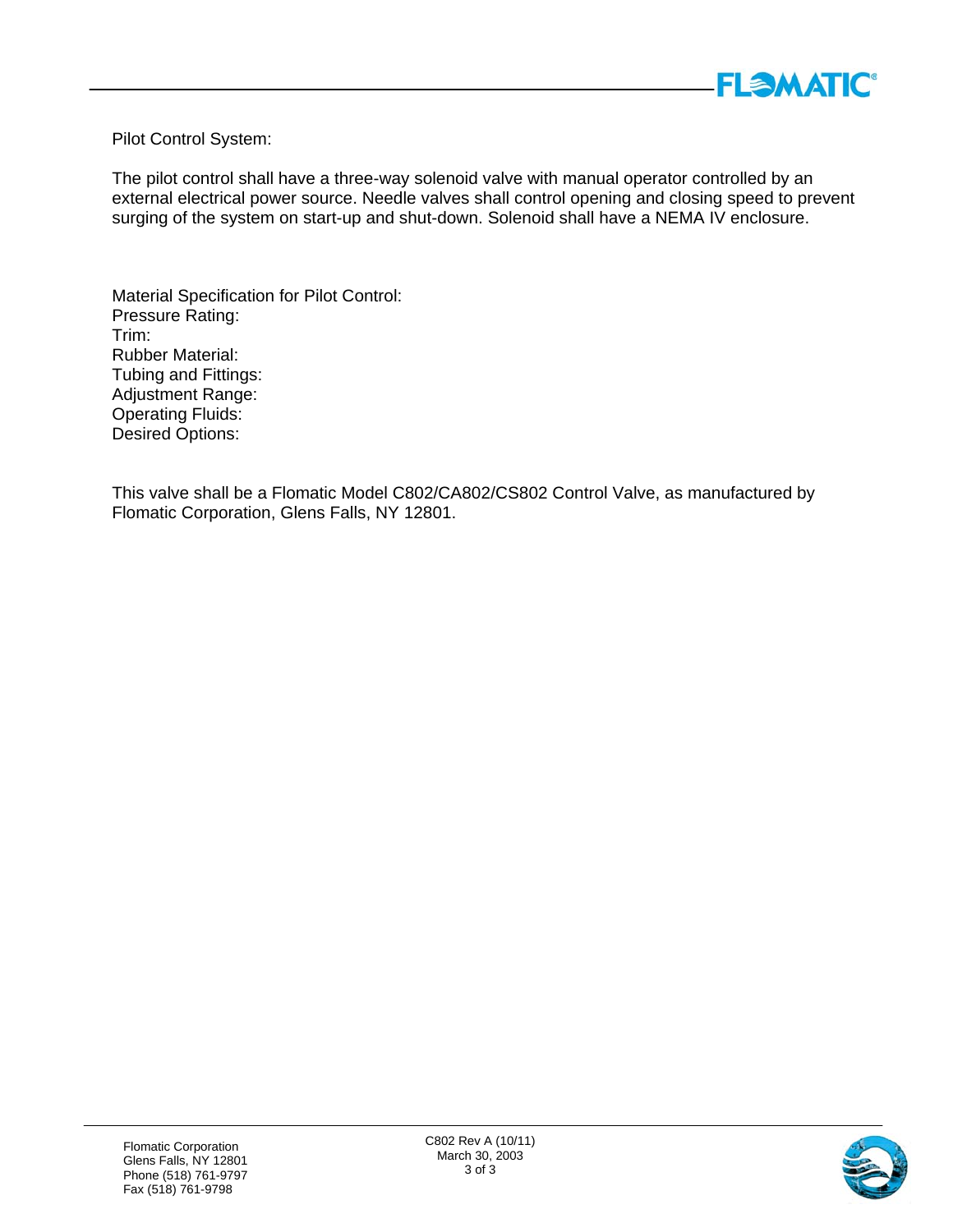Pilot Control System:

The pilot control shall have a three-way solenoid valve with manual operator controlled by an external electrical power source. Needle valves shall control opening and closing speed to prevent surging of the system on start-up and shut-down. Solenoid shall have a NEMA IV enclosure.

Material Specification for Pilot Control:
Pressure Rating:
Trim:
Rubber Material:
Tubing and Fittings:
Adjustment Range:
Operating Fluids:
Desired Options:

This valve shall be a Flomatic Model C802/CA802/CS802 Control Valve, as manufactured by Flomatic Corporation, Glens Falls, NY 12801.